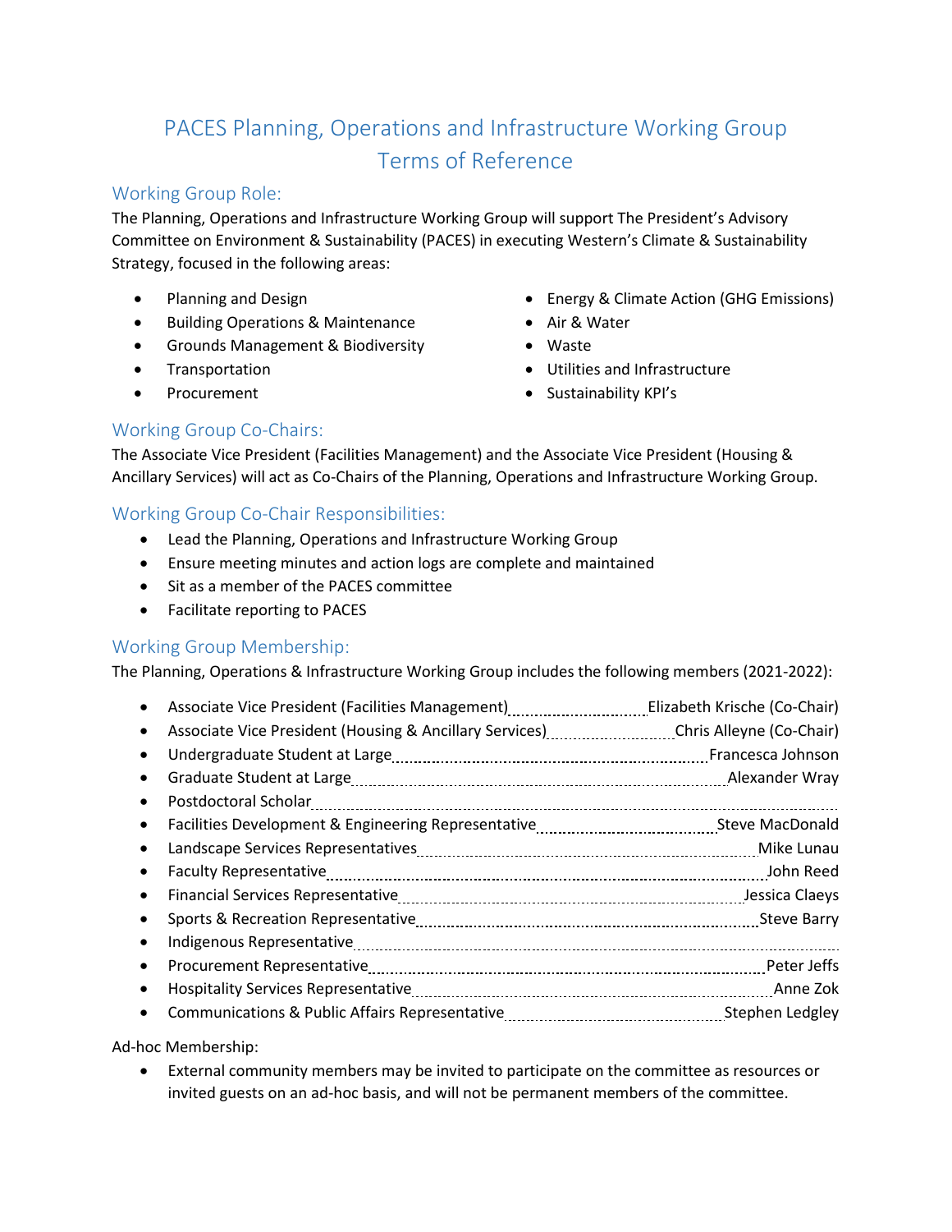# PACES Planning, Operations and Infrastructure Working Group Terms of Reference

## Working Group Role:

The Planning, Operations and Infrastructure Working Group will support The President's Advisory Committee on Environment & Sustainability (PACES) in executing Western's Climate & Sustainability Strategy, focused in the following areas:

- Planning and Design
- Building Operations & Maintenance
- Grounds Management & Biodiversity
- Transportation
- Procurement
- Energy & Climate Action (GHG Emissions)
- Air & Water
- Waste
- Utilities and Infrastructure
- Sustainability KPI's

## Working Group Co-Chairs:

The Associate Vice President (Facilities Management) and the Associate Vice President (Housing & Ancillary Services) will act as Co-Chairs of the Planning, Operations and Infrastructure Working Group.

## Working Group Co-Chair Responsibilities:

- Lead the Planning, Operations and Infrastructure Working Group
- Ensure meeting minutes and action logs are complete and maintained
- Sit as a member of the PACES committee
- Facilitate reporting to PACES

## Working Group Membership:

The Planning, Operations & Infrastructure Working Group includes the following members (2021-2022):

- Associate Vice President (Facilities Management)............Elizabeth Krische (Co-Chair)
- Associate Vice President (Housing & Ancillary Services)............Chris Alleyne (Co-Chair)
- Undergraduate Student at Large............Francesca Johnson
- Graduate Student at Large............Alexander Wray
- Postdoctoral Scholar............
- Facilities Development & Engineering Representative............Steve MacDonald
- Landscape Services Representatives............Mike Lunau
- Faculty Representative............John Reed
- Financial Services Representative............Jessica Claeys
- Sports & Recreation Representative............Steve Barry
- Indigenous Representative............
- Procurement Representative............Peter Jeffs
- Hospitality Services Representative............Anne Zok
- Communications & Public Affairs Representative............Stephen Ledgley

Ad-hoc Membership:

- External community members may be invited to participate on the committee as resources or invited guests on an ad-hoc basis, and will not be permanent members of the committee.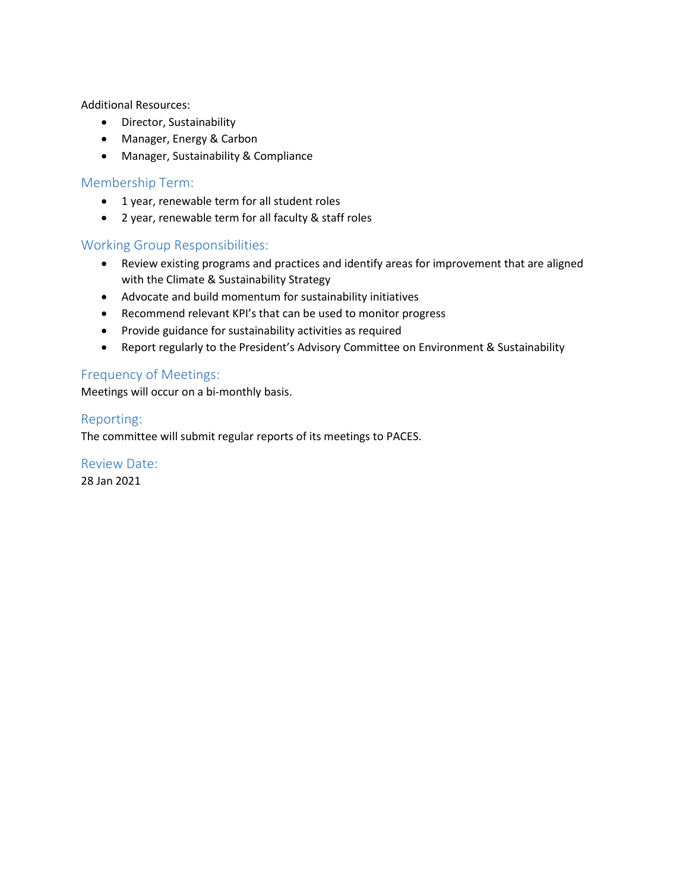Additional Resources:

- Director, Sustainability
- Manager, Energy & Carbon
- Manager, Sustainability & Compliance

## Membership Term:

- 1 year, renewable term for all student roles
- 2 year, renewable term for all faculty & staff roles

## Working Group Responsibilities:

- Review existing programs and practices and identify areas for improvement that are aligned with the Climate & Sustainability Strategy
- Advocate and build momentum for sustainability initiatives
- Recommend relevant KPI's that can be used to monitor progress
- Provide guidance for sustainability activities as required
- Report regularly to the President's Advisory Committee on Environment & Sustainability

## Frequency of Meetings:

Meetings will occur on a bi-monthly basis.

## Reporting:

The committee will submit regular reports of its meetings to PACES.

## Review Date:

28 Jan 2021